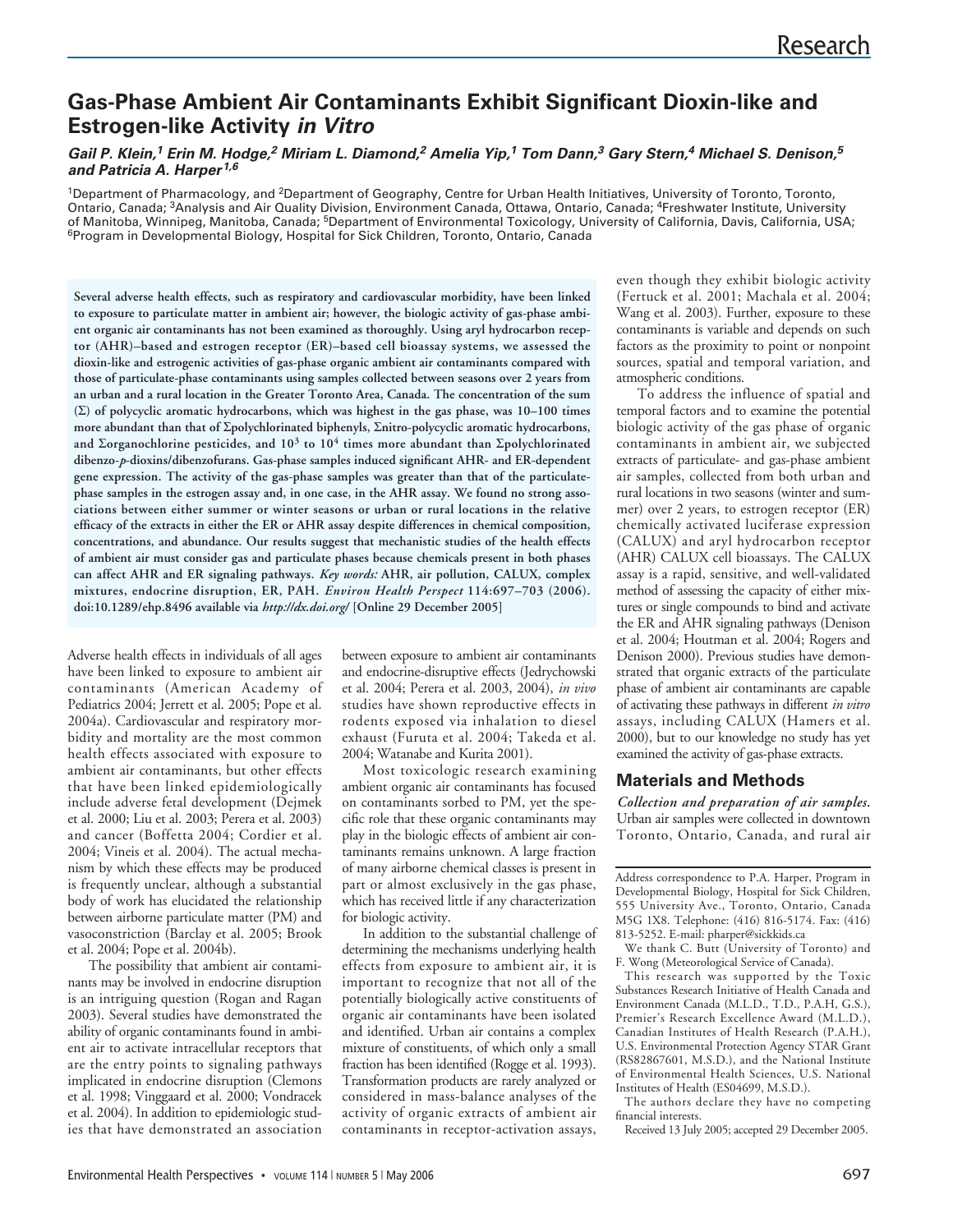# Gas-Phase Ambient Air Contaminants Exhibit Significant Dioxin-like and Estrogen-like Activity *in Vitro*

***Gail P. Klein,[1] Erin M. Hodge,[2] Miriam L. Diamond,[2] Amelia Yip,[1] Tom Dann,[3] Gary Stern,[4] Michael S. Denison,[5] and Patricia A. Harper[1,6]***

[1]Department of Pharmacology, and [2]Department of Geography, Centre for Urban Health Initiatives, University of Toronto, Toronto, Ontario, Canada; [3]Analysis and Air Quality Division, Environment Canada, Ottawa, Ontario, Canada; [4]Freshwater Institute, University of Manitoba, Winnipeg, Manitoba, Canada; [5]Department of Environmental Toxicology, University of California, Davis, California, USA; [6]Program in Developmental Biology, Hospital for Sick Children, Toronto, Ontario, Canada

**Several adverse health effects, such as respiratory and cardiovascular morbidity, have been linked to exposure to particulate matter in ambient air; however, the biologic activity of gas-phase ambient organic air contaminants has not been examined as thoroughly. Using aryl hydrocarbon receptor (AHR)–based and estrogen receptor (ER)–based cell bioassay systems, we assessed the dioxin-like and estrogenic activities of gas-phase organic ambient air contaminants compared with those of particulate-phase contaminants using samples collected between seasons over 2 years from an urban and a rural location in the Greater Toronto Area, Canada. The concentration of the sum (Σ) of polycyclic aromatic hydrocarbons, which was highest in the gas phase, was 10–100 times more abundant than that of Σpolychlorinated biphenyls, Σnitro-polycyclic aromatic hydrocarbons, and Σorganochlorine pesticides, and $10^3$ to $10^4$ times more abundant than Σpolychlorinated dibenzo-*p*-dioxins/dibenzofurans. Gas-phase samples induced significant AHR- and ER-dependent gene expression. The activity of the gas-phase samples was greater than that of the particulate-phase samples in the estrogen assay and, in one case, in the AHR assay. We found no strong associations between either summer or winter seasons or urban or rural locations in the relative efficacy of the extracts in either the ER or AHR assay despite differences in chemical composition, concentrations, and abundance. Our results suggest that mechanistic studies of the health effects of ambient air must consider gas and particulate phases because chemicals present in both phases can affect AHR and ER signaling pathways. *Key words:* AHR, air pollution, CALUX, complex mixtures, endocrine disruption, ER, PAH. *Environ Health Perspect* 114:697–703 (2006). doi:10.1289/ehp.8496 available via *http://dx.doi.org/* [Online 29 December 2005]**

Adverse health effects in individuals of all ages have been linked to exposure to ambient air contaminants (American Academy of Pediatrics 2004; Jerrett et al. 2005; Pope et al. 2004a). Cardiovascular and respiratory morbidity and mortality are the most common health effects associated with exposure to ambient air contaminants, but other effects that have been linked epidemiologically include adverse fetal development (Dejmek et al. 2000; Liu et al. 2003; Perera et al. 2003) and cancer (Boffetta 2004; Cordier et al. 2004; Vineis et al. 2004). The actual mechanism by which these effects may be produced is frequently unclear, although a substantial body of work has elucidated the relationship between airborne particulate matter (PM) and vasoconstriction (Barclay et al. 2005; Brook et al. 2004; Pope et al. 2004b).

The possibility that ambient air contaminants may be involved in endocrine disruption is an intriguing question (Rogan and Ragan 2003). Several studies have demonstrated the ability of organic contaminants found in ambient air to activate intracellular receptors that are the entry points to signaling pathways implicated in endocrine disruption (Clemons et al. 1998; Vinggaard et al. 2000; Vondracek et al. 2004). In addition to epidemiologic studies that have demonstrated an association between exposure to ambient air contaminants and endocrine-disruptive effects (Jedrychowski et al. 2004; Perera et al. 2003, 2004), *in vivo* studies have shown reproductive effects in rodents exposed via inhalation to diesel exhaust (Furuta et al. 2004; Takeda et al. 2004; Watanabe and Kurita 2001).

Most toxicologic research examining ambient organic air contaminants has focused on contaminants sorbed to PM, yet the specific role that these organic contaminants may play in the biologic effects of ambient air contaminants remains unknown. A large fraction of many airborne chemical classes is present in part or almost exclusively in the gas phase, which has received little if any characterization for biologic activity.

In addition to the substantial challenge of determining the mechanisms underlying health effects from exposure to ambient air, it is important to recognize that not all of the potentially biologically active constituents of organic air contaminants have been isolated and identified. Urban air contains a complex mixture of constituents, of which only a small fraction has been identified (Rogge et al. 1993). Transformation products are rarely analyzed or considered in mass-balance analyses of the activity of organic extracts of ambient air contaminants in receptor-activation assays, even though they exhibit biologic activity (Fertuck et al. 2001; Machala et al. 2004; Wang et al. 2003). Further, exposure to these contaminants is variable and depends on such factors as the proximity to point or nonpoint sources, spatial and temporal variation, and atmospheric conditions.

To address the influence of spatial and temporal factors and to examine the potential biologic activity of the gas phase of organic contaminants in ambient air, we subjected extracts of particulate- and gas-phase ambient air samples, collected from both urban and rural locations in two seasons (winter and summer) over 2 years, to estrogen receptor (ER) chemically activated luciferase expression (CALUX) and aryl hydrocarbon receptor (AHR) CALUX cell bioassays. The CALUX assay is a rapid, sensitive, and well-validated method of assessing the capacity of either mixtures or single compounds to bind and activate the ER and AHR signaling pathways (Denison et al. 2004; Houtman et al. 2004; Rogers and Denison 2000). Previous studies have demonstrated that organic extracts of the particulate phase of ambient air contaminants are capable of activating these pathways in different *in vitro* assays, including CALUX (Hamers et al. 2000), but to our knowledge no study has yet examined the activity of gas-phase extracts.

## Materials and Methods

***Collection and preparation of air samples.*** Urban air samples were collected in downtown Toronto, Ontario, Canada, and rural air

---

Address correspondence to P.A. Harper, Program in Developmental Biology, Hospital for Sick Children, 555 University Ave., Toronto, Ontario, Canada M5G 1X8. Telephone: (416) 816-5174. Fax: (416) 813-5252. E-mail: pharper@sickkids.ca

We thank C. Butt (University of Toronto) and F. Wong (Meteorological Service of Canada).

This research was supported by the Toxic Substances Research Initiative of Health Canada and Environment Canada (M.L.D., T.D., P.A.H, G.S.), Premier's Research Excellence Award (M.L.D.), Canadian Institutes of Health Research (P.A.H.), U.S. Environmental Protection Agency STAR Grant (RS82867601, M.S.D.), and the National Institute of Environmental Health Sciences, U.S. National Institutes of Health (ES04699, M.S.D.).

The authors declare they have no competing financial interests.

Received 13 July 2005; accepted 29 December 2005.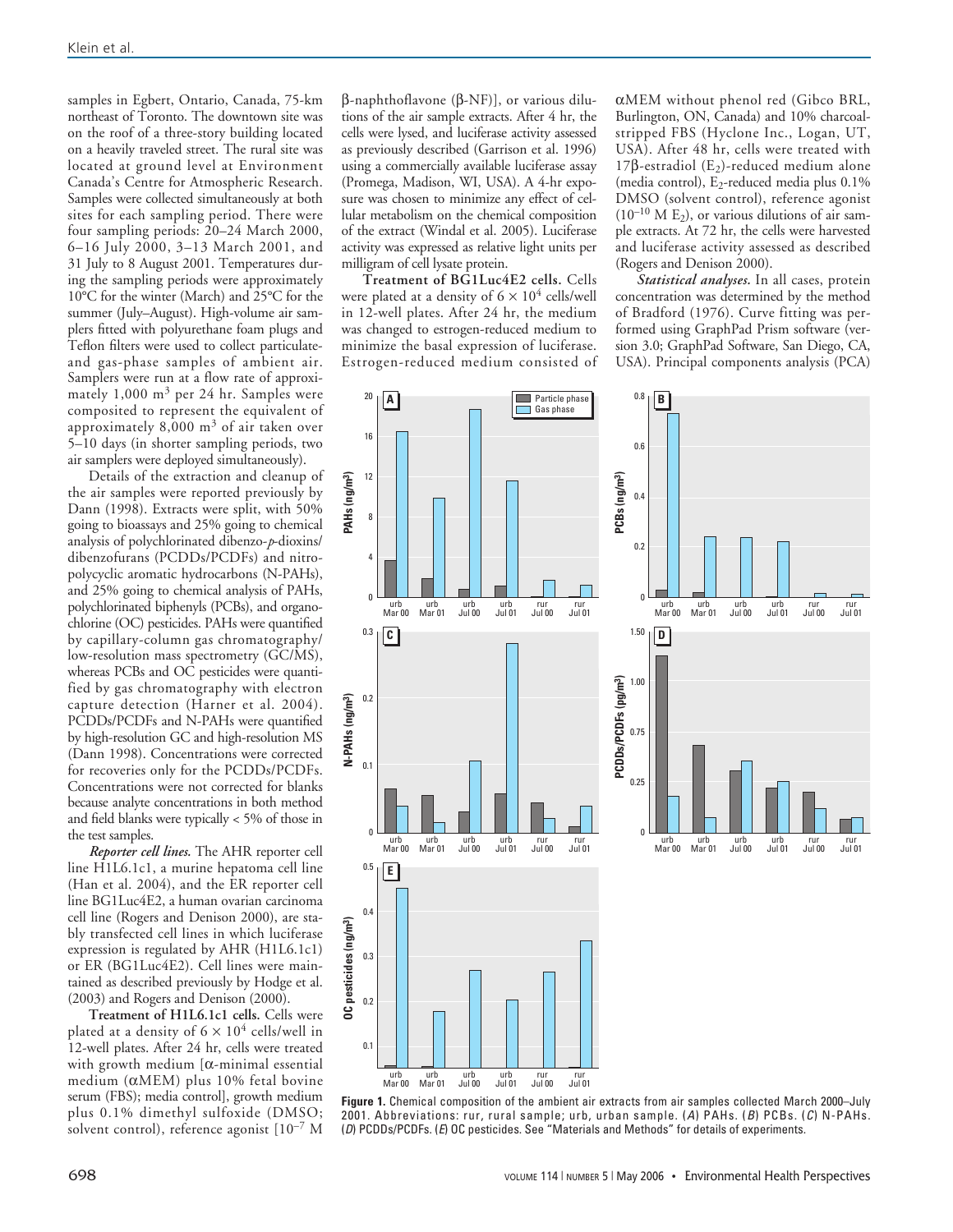samples in Egbert, Ontario, Canada, 75-km northeast of Toronto. The downtown site was on the roof of a three-story building located on a heavily traveled street. The rural site was located at ground level at Environment Canada's Centre for Atmospheric Research. Samples were collected simultaneously at both sites for each sampling period. There were four sampling periods: 20–24 March 2000, 6–16 July 2000, 3–13 March 2001, and 31 July to 8 August 2001. Temperatures during the sampling periods were approximately 10°C for the winter (March) and 25°C for the summer (July–August). High-volume air samplers fitted with polyurethane foam plugs and Teflon filters were used to collect particulate- and gas-phase samples of ambient air. Samplers were run at a flow rate of approximately 1,000 $m^3$ per 24 hr. Samples were composited to represent the equivalent of approximately 8,000 $m^3$ of air taken over 5–10 days (in shorter sampling periods, two air samplers were deployed simultaneously).

Details of the extraction and cleanup of the air samples were reported previously by Dann (1998). Extracts were split, with 50% going to bioassays and 25% going to chemical analysis of polychlorinated dibenzo-*p*-dioxins/dibenzofurans (PCDDs/PCDFs) and nitro-polycyclic aromatic hydrocarbons (N-PAHs), and 25% going to chemical analysis of PAHs, polychlorinated biphenyls (PCBs), and organochlorine (OC) pesticides. PAHs were quantified by capillary-column gas chromatography/low-resolution mass spectrometry (GC/MS), whereas PCBs and OC pesticides were quantified by gas chromatography with electron capture detection (Harner et al. 2004). PCDDs/PCDFs and N-PAHs were quantified by high-resolution GC and high-resolution MS (Dann 1998). Concentrations were corrected for recoveries only for the PCDDs/PCDFs. Concentrations were not corrected for blanks because analyte concentrations in both method and field blanks were typically < 5% of those in the test samples.

***Reporter cell lines.*** The AHR reporter cell line H1L6.1c1, a murine hepatoma cell line (Han et al. 2004), and the ER reporter cell line BG1Luc4E2, a human ovarian carcinoma cell line (Rogers and Denison 2000), are stably transfected cell lines in which luciferase expression is regulated by AHR (H1L6.1c1) or ER (BG1Luc4E2). Cell lines were maintained as described previously by Hodge et al. (2003) and Rogers and Denison (2000).

**Treatment of H1L6.1c1 cells.** Cells were plated at a density of $6 \times 10^4$ cells/well in 12-well plates. After 24 hr, cells were treated with growth medium [α-minimal essential medium (αMEM) plus 10% fetal bovine serum (FBS); media control], growth medium plus 0.1% dimethyl sulfoxide (DMSO; solvent control), reference agonist [$10^{-7}$ M β-naphthoflavone (β-NF)], or various dilutions of the air sample extracts. After 4 hr, the cells were lysed, and luciferase activity assessed as previously described (Garrison et al. 1996) using a commercially available luciferase assay (Promega, Madison, WI, USA). A 4-hr exposure was chosen to minimize any effect of cellular metabolism on the chemical composition of the extract (Windal et al. 2005). Luciferase activity was expressed as relative light units per milligram of cell lysate protein.

**Treatment of BG1Luc4E2 cells.** Cells were plated at a density of $6 \times 10^4$ cells/well in 12-well plates. After 24 hr, the medium was changed to estrogen-reduced medium to minimize the basal expression of luciferase. Estrogen-reduced medium consisted of αMEM without phenol red (Gibco BRL, Burlington, ON, Canada) and 10% charcoal-stripped FBS (Hyclone Inc., Logan, UT, USA). After 48 hr, cells were treated with 17β-estradiol ($E_2$)-reduced medium alone (media control), $E_2$-reduced media plus 0.1% DMSO (solvent control), reference agonist ($10^{-10}$ M $E_2$), or various dilutions of air sample extracts. At 72 hr, the cells were harvested and luciferase activity assessed as described (Rogers and Denison 2000).

***Statistical analyses.*** In all cases, protein concentration was determined by the method of Bradford (1976). Curve fitting was performed using GraphPad Prism software (version 3.0; GraphPad Software, San Diego, CA, USA). Principal components analysis (PCA)

**Figure 1.** Chemical composition of the ambient air extracts from air samples collected March 2000–July 2001. Abbreviations: rur, rural sample; urb, urban sample. (*A*) PAHs. (*B*) PCBs. (*C*) N-PAHs. (*D*) PCDDs/PCDFs. (*E*) OC pesticides. See "Materials and Methods" for details of experiments.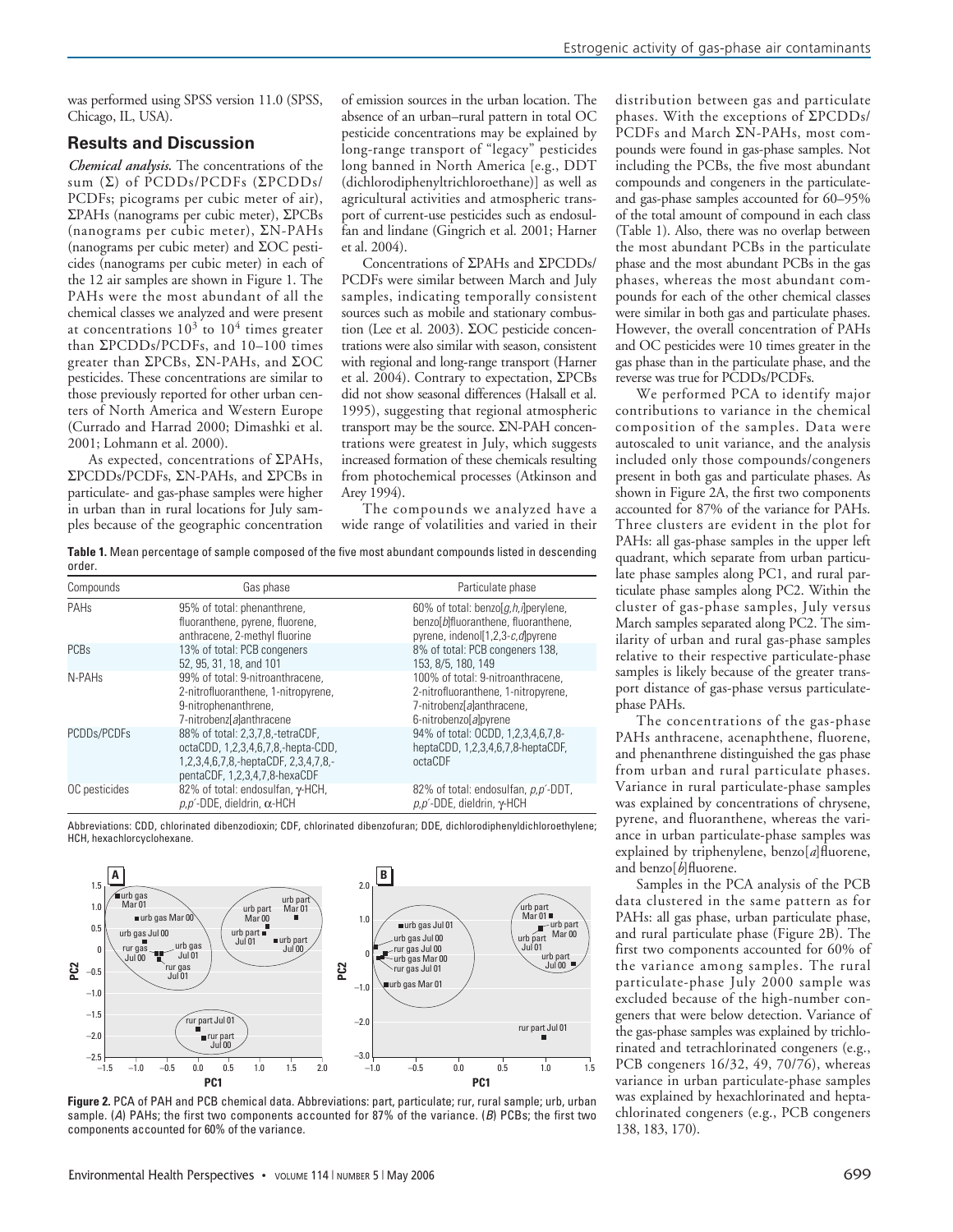was performed using SPSS version 11.0 (SPSS, Chicago, IL, USA).

## Results and Discussion

***Chemical analysis.*** The concentrations of the sum (Σ) of PCDDs/PCDFs (ΣPCDDs/PCDFs; picograms per cubic meter of air), ΣPAHs (nanograms per cubic meter), ΣPCBs (nanograms per cubic meter), ΣN-PAHs (nanograms per cubic meter) and ΣOC pesticides (nanograms per cubic meter) in each of the 12 air samples are shown in Figure 1. The PAHs were the most abundant of all the chemical classes we analyzed and were present at concentrations $10^3$ to $10^4$ times greater than ΣPCDDs/PCDFs, and 10–100 times greater than ΣPCBs, ΣN-PAHs, and ΣOC pesticides. These concentrations are similar to those previously reported for other urban centers of North America and Western Europe (Currado and Harrad 2000; Dimashki et al. 2001; Lohmann et al. 2000).

As expected, concentrations of ΣPAHs, ΣPCDDs/PCDFs, ΣN-PAHs, and ΣPCBs in particulate- and gas-phase samples were higher in urban than in rural locations for July samples because of the geographic concentration of emission sources in the urban location. The absence of an urban–rural pattern in total OC pesticide concentrations may be explained by long-range transport of "legacy" pesticides long banned in North America [e.g., DDT (dichlorodiphenyltrichloroethane)] as well as agricultural activities and atmospheric transport of current-use pesticides such as endosulfan and lindane (Gingrich et al. 2001; Harner et al. 2004).

Concentrations of ΣPAHs and ΣPCDDs/PCDFs were similar between March and July samples, indicating temporally consistent sources such as mobile and stationary combustion (Lee et al. 2003). ΣOC pesticide concentrations were also similar with season, consistent with regional and long-range transport (Harner et al. 2004). Contrary to expectation, ΣPCBs did not show seasonal differences (Halsall et al. 1995), suggesting that regional atmospheric transport may be the source. ΣN-PAH concentrations were greatest in July, which suggests increased formation of these chemicals resulting from photochemical processes (Atkinson and Arey 1994).

The compounds we analyzed have a wide range of volatilities and varied in their distribution between gas and particulate phases. With the exceptions of ΣPCDDs/PCDFs and March ΣN-PAHs, most compounds were found in gas-phase samples. Not including the PCBs, the five most abundant compounds and congeners in the particulate- and gas-phase samples accounted for 60–95% of the total amount of compound in each class (Table 1). Also, there was no overlap between the most abundant PCBs in the particulate phase and the most abundant PCBs in the gas phases, whereas the most abundant compounds for each of the other chemical classes were similar in both gas and particulate phases. However, the overall concentration of PAHs and OC pesticides were 10 times greater in the gas phase than in the particulate phase, and the reverse was true for PCDDs/PCDFs.

We performed PCA to identify major contributions to variance in the chemical composition of the samples. Data were autoscaled to unit variance, and the analysis included only those compounds/congeners present in both gas and particulate phases. As shown in Figure 2A, the first two components accounted for 87% of the variance for PAHs. Three clusters are evident in the plot for PAHs: all gas-phase samples in the upper left quadrant, which separate from urban particulate phase samples along PC1, and rural particulate phase samples along PC2. Within the cluster of gas-phase samples, July versus March samples separated along PC2. The similarity of urban and rural gas-phase samples relative to their respective particulate-phase samples is likely because of the greater transport distance of gas-phase versus particulate-phase PAHs.

The concentrations of the gas-phase PAHs anthracene, acenaphthene, fluorene, and phenanthrene distinguished the gas phase from urban and rural particulate phases. Variance in rural particulate-phase samples was explained by concentrations of chrysene, pyrene, and fluoranthene, whereas the variance in urban particulate-phase samples was explained by triphenylene, benzo[*a*]fluorene, and benzo[*b*]fluorene.

Samples in the PCA analysis of the PCB data clustered in the same pattern as for PAHs: all gas phase, urban particulate phase, and rural particulate phase (Figure 2B). The first two components accounted for 60% of the variance among samples. The rural particulate-phase July 2000 sample was excluded because of the high-number congeners that were below detection. Variance of the gas-phase samples was explained by trichlorinated and tetrachlorinated congeners (e.g., PCB congeners 16/32, 49, 70/76), whereas variance in urban particulate-phase samples was explained by hexachlorinated and heptachlorinated congeners (e.g., PCB congeners 138, 183, 170).

**Table 1.** Mean percentage of sample composed of the five most abundant compounds listed in descending order.

| Compounds | Gas phase | Particulate phase |
|---|---|---|
| PAHs | 95% of total: phenanthrene, fluoranthene, pyrene, fluorene, anthracene, 2-methyl fluorine | 60% of total: benzo[*g,h,i*]perylene, benzo[*b*]fluoranthene, fluoranthene, pyrene, indenol[1,2,3-*c,d*]pyrene |
| PCBs | 13% of total: PCB congeners 52, 95, 31, 18, and 101 | 8% of total: PCB congeners 138, 153, 8/5, 180, 149 |
| N-PAHs | 99% of total: 9-nitroanthracene, 2-nitrofluoranthene, 1-nitropyrene, 9-nitrophenanthrene, 7-nitrobenz[*a*]anthracene | 100% of total: 9-nitroanthracene, 2-nitrofluoranthene, 1-nitropyrene, 7-nitrobenz[*a*]anthracene, 6-nitrobenzo[*a*]pyrene |
| PCDDs/PCDFs | 88% of total: 2,3,7,8,-tetraCDF, octaCDD, 1,2,3,4,6,7,8,-hepta-CDD, 1,2,3,4,6,7,8,-heptaCDF, 2,3,4,7,8,-pentaCDF, 1,2,3,4,7,8-hexaCDF | 94% of total: OCDD, 1,2,3,4,6,7,8-heptaCDD, 1,2,3,4,6,7,8-heptaCDF, octaCDF |
| OC pesticides | 82% of total: endosulfan, γ-HCH, *p,p*′-DDE, dieldrin, α-HCH | 82% of total: endosulfan, *p,p*′-DDT, *p,p*′-DDE, dieldrin, γ-HCH |

Abbreviations: CDD, chlorinated dibenzodioxin; CDF, chlorinated dibenzofuran; DDE, dichlorodiphenyldichloroethylene; HCH, hexachlorcyclohexane.

**Figure 2.** PCA of PAH and PCB chemical data. Abbreviations: part, particulate; rur, rural sample; urb, urban sample. (*A*) PAHs; the first two components accounted for 87% of the variance. (*B*) PCBs; the first two components accounted for 60% of the variance.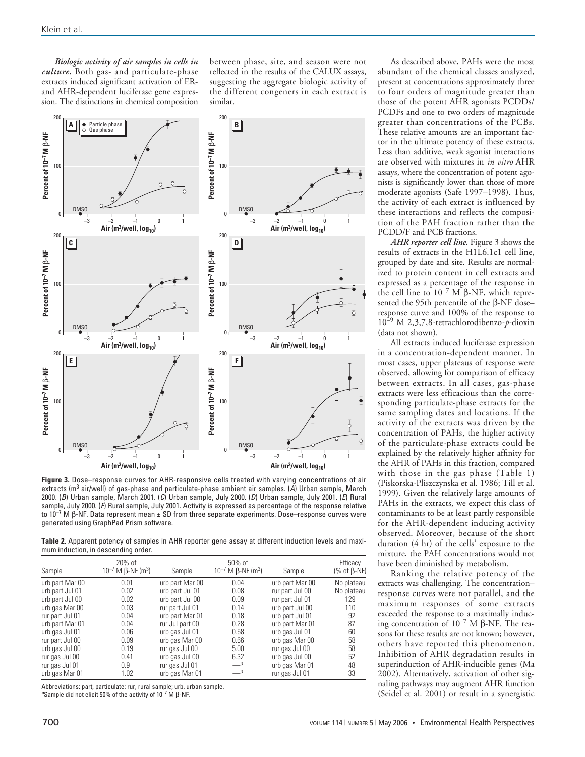*Biologic activity of air samples in cells in culture.* Both gas- and particulate-phase extracts induced significant activation of ER- and AHR-dependent luciferase gene expression. The distinctions in chemical composition between phase, site, and season were not reflected in the results of the CALUX assays, suggesting the aggregate biologic activity of the different congeners in each extract is similar.

**Figure 3.** Dose–response curves for AHR-responsive cells treated with varying concentrations of air extracts ($m^3$ air/well) of gas-phase and particulate-phase ambient air samples. (*A*) Urban sample, March 2000. (*B*) Urban sample, March 2001. (*C*) Urban sample, July 2000. (*D*) Urban sample, July 2001. (*E*) Rural sample, July 2000. (*F*) Rural sample, July 2001. Activity is expressed as percentage of the response relative to $10^{-7}$ M β-NF. Data represent mean ± SD from three separate experiments. Dose–response curves were generated using GraphPad Prism software.

**Table 2**. Apparent potency of samples in AHR reporter gene assay at different induction levels and maximum induction, in descending order.

| Sample | 20% of $10^{-7}$ M β-NF ($m^3$) | Sample | 50% of $10^{-7}$ M β-NF ($m^3$) | Sample | Efficacy (% of β-NF) |
|---|---|---|---|---|---|
| urb part Mar 00 | 0.01 | urb part Mar 00 | 0.04 | urb part Mar 00 | No plateau |
| urb part Jul 01 | 0.02 | urb part Jul 01 | 0.08 | rur part Jul 00 | No plateau |
| urb part Jul 00 | 0.02 | urb part Jul 00 | 0.09 | rur part Jul 01 | 129 |
| urb gas Mar 00 | 0.03 | rur part Jul 01 | 0.14 | urb part Jul 00 | 110 |
| rur part Jul 01 | 0.04 | urb part Mar 01 | 0.18 | urb part Jul 01 | 92 |
| urb part Mar 01 | 0.04 | rur Jul part 00 | 0.28 | urb part Mar 01 | 87 |
| urb gas Jul 01 | 0.06 | urb gas Jul 01 | 0.58 | urb gas Jul 01 | 60 |
| rur part Jul 00 | 0.09 | urb gas Mar 00 | 0.66 | urb gas Mar 00 | 58 |
| urb gas Jul 00 | 0.19 | rur gas Jul 00 | 5.00 | rur gas Jul 00 | 58 |
| rur gas Jul 00 | 0.41 | urb gas Jul 00 | 6.32 | urb gas Jul 00 | 52 |
| rur gas Jul 01 | 0.9 | rur gas Jul 01 | —[a] | urb gas Mar 01 | 48 |
| urb gas Mar 01 | 1.02 | urb gas Mar 01 | —[a] | rur gas Jul 01 | 33 |

Abbreviations: part, particulate; rur, rural sample; urb, urban sample.
[a]Sample did not elicit 50% of the activity of $10^{-7}$ M β-NF.

As described above, PAHs were the most abundant of the chemical classes analyzed, present at concentrations approximately three to four orders of magnitude greater than those of the potent AHR agonists PCDDs/PCDFs and one to two orders of magnitude greater than concentrations of the PCBs. These relative amounts are an important factor in the ultimate potency of these extracts. Less than additive, weak agonist interactions are observed with mixtures in *in vitro* AHR assays, where the concentration of potent agonists is significantly lower than those of more moderate agonists (Safe 1997–1998). Thus, the activity of each extract is influenced by these interactions and reflects the composition of the PAH fraction rather than the PCDD/F and PCB fractions.

*AHR reporter cell line.* Figure 3 shows the results of extracts in the H1L6.1c1 cell line, grouped by date and site. Results are normalized to protein content in cell extracts and expressed as a percentage of the response in the cell line to $10^{-7}$ M β-NF, which represented the 95th percentile of the β-NF dose–response curve and 100% of the response to $10^{-9}$ M 2,3,7,8-tetrachlorodibenzo-*p*-dioxin (data not shown).

All extracts induced luciferase expression in a concentration-dependent manner. In most cases, upper plateaus of response were observed, allowing for comparison of efficacy between extracts. In all cases, gas-phase extracts were less efficacious than the corresponding particulate-phase extracts for the same sampling dates and locations. If the activity of the extracts was driven by the concentration of PAHs, the higher activity of the particulate-phase extracts could be explained by the relatively higher affinity for the AHR of PAHs in this fraction, compared with those in the gas phase (Table 1) (Piskorska-Pliszczynska et al. 1986; Till et al. 1999). Given the relatively large amounts of PAHs in the extracts, we expect this class of contaminants to be at least partly responsible for the AHR-dependent inducing activity observed. Moreover, because of the short duration (4 hr) of the cells' exposure to the mixture, the PAH concentrations would not have been diminished by metabolism.

Ranking the relative potency of the extracts was challenging. The concentration–response curves were not parallel, and the maximum responses of some extracts exceeded the response to a maximally inducing concentration of $10^{-7}$ M β-NF. The reasons for these results are not known; however, others have reported this phenomenon. Inhibition of AHR degradation results in superinduction of AHR-inducible genes (Ma 2002). Alternatively, activation of other signaling pathways may augment AHR function (Seidel et al. 2001) or result in a synergistic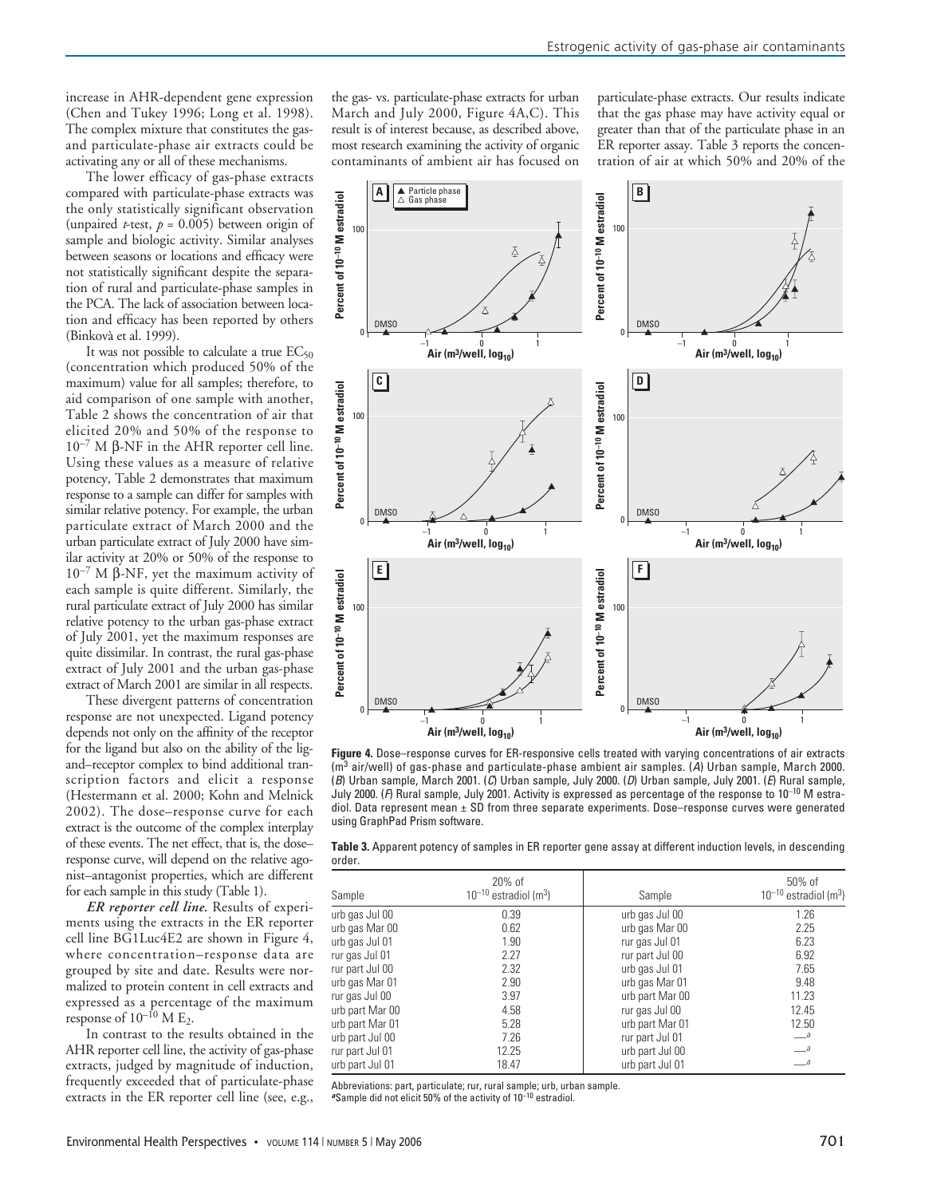increase in AHR-dependent gene expression (Chen and Tukey 1996; Long et al. 1998). The complex mixture that constitutes the gas- and particulate-phase air extracts could be activating any or all of these mechanisms.

The lower efficacy of gas-phase extracts compared with particulate-phase extracts was the only statistically significant observation (unpaired $t$-test, $p = 0.005$) between origin of sample and biologic activity. Similar analyses between seasons or locations and efficacy were not statistically significant despite the separation of rural and particulate-phase samples in the PCA. The lack of association between location and efficacy has been reported by others (Binkovà et al. 1999).

It was not possible to calculate a true $EC_{50}$ (concentration which produced 50% of the maximum) value for all samples; therefore, to aid comparison of one sample with another, Table 2 shows the concentration of air that elicited 20% and 50% of the response to $10^{-7}$ M β-NF in the AHR reporter cell line. Using these values as a measure of relative potency, Table 2 demonstrates that maximum response to a sample can differ for samples with similar relative potency. For example, the urban particulate extract of March 2000 and the urban particulate extract of July 2000 have similar activity at 20% or 50% of the response to $10^{-7}$ M β-NF, yet the maximum activity of each sample is quite different. Similarly, the rural particulate extract of July 2000 has similar relative potency to the urban gas-phase extract of July 2001, yet the maximum responses are quite dissimilar. In contrast, the rural gas-phase extract of July 2001 and the urban gas-phase extract of March 2001 are similar in all respects.

These divergent patterns of concentration response are not unexpected. Ligand potency depends not only on the affinity of the receptor for the ligand but also on the ability of the ligand–receptor complex to bind additional transcription factors and elicit a response (Hestermann et al. 2000; Kohn and Melnick 2002). The dose–response curve for each extract is the outcome of the complex interplay of these events. The net effect, that is, the dose–response curve, will depend on the relative agonist–antagonist properties, which are different for each sample in this study (Table 1).

***ER reporter cell line.*** Results of experiments using the extracts in the ER reporter cell line BG1Luc4E2 are shown in Figure 4, where concentration–response data are grouped by site and date. Results were normalized to protein content in cell extracts and expressed as a percentage of the maximum response of $10^{-10}$ M $E_2$.

In contrast to the results obtained in the AHR reporter cell line, the activity of gas-phase extracts, judged by magnitude of induction, frequently exceeded that of particulate-phase extracts in the ER reporter cell line (see, e.g., the gas- vs. particulate-phase extracts for urban March and July 2000, Figure 4A,C). This result is of interest because, as described above, most research examining the activity of organic contaminants of ambient air has focused on particulate-phase extracts. Our results indicate that the gas phase may have activity equal or greater than that of the particulate phase in an ER reporter assay. Table 3 reports the concentration of air at which 50% and 20% of the

**Figure 4.** Dose–response curves for ER-responsive cells treated with varying concentrations of air extracts ($m^3$ air/well) of gas-phase and particulate-phase ambient air samples. (*A*) Urban sample, March 2000. (*B*) Urban sample, March 2001. (*C*) Urban sample, July 2000. (*D*) Urban sample, July 2001. (*E*) Rural sample, July 2000. (*F*) Rural sample, July 2001. Activity is expressed as percentage of the response to $10^{-10}$ M estradiol. Data represent mean ± SD from three separate experiments. Dose–response curves were generated using GraphPad Prism software.

**Table 3.** Apparent potency of samples in ER reporter gene assay at different induction levels, in descending order.

| Sample | 20% of $10^{-10}$ estradiol ($m^3$) | Sample | 50% of $10^{-10}$ estradiol ($m^3$) |
|---|---|---|---|
| urb gas Jul 00 | 0.39 | urb gas Jul 00 | 1.26 |
| urb gas Mar 00 | 0.62 | urb gas Mar 00 | 2.25 |
| urb gas Jul 01 | 1.90 | rur gas Jul 01 | 6.23 |
| rur gas Jul 01 | 2.27 | rur part Jul 00 | 6.92 |
| rur part Jul 00 | 2.32 | urb gas Jul 01 | 7.65 |
| urb gas Mar 01 | 2.90 | urb gas Mar 01 | 9.48 |
| rur gas Jul 00 | 3.97 | urb part Mar 00 | 11.23 |
| urb part Mar 00 | 4.58 | rur gas Jul 00 | 12.45 |
| urb part Mar 01 | 5.28 | urb part Mar 01 | 12.50 |
| urb part Jul 00 | 7.26 | rur part Jul 01 | —[a] |
| rur part Jul 01 | 12.25 | urb part Jul 00 | —[a] |
| urb part Jul 01 | 18.47 | urb part Jul 01 | —[a] |

Abbreviations: part, particulate; rur, rural sample; urb, urban sample.
[a]Sample did not elicit 50% of the activity of $10^{-10}$ estradiol.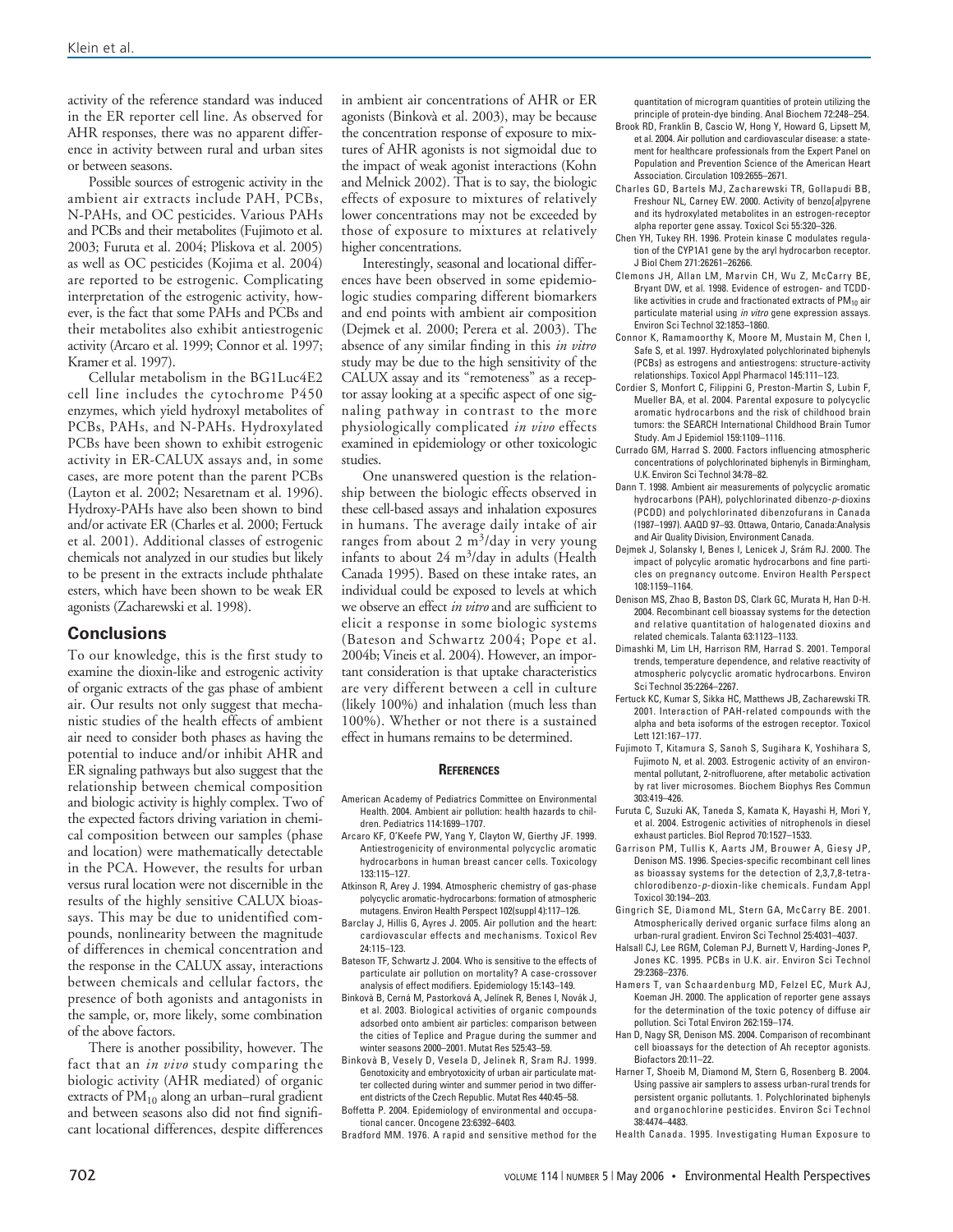activity of the reference standard was induced in the ER reporter cell line. As observed for AHR responses, there was no apparent difference in activity between rural and urban sites or between seasons.

Possible sources of estrogenic activity in the ambient air extracts include PAH, PCBs, N-PAHs, and OC pesticides. Various PAHs and PCBs and their metabolites (Fujimoto et al. 2003; Furuta et al. 2004; Pliskova et al. 2005) as well as OC pesticides (Kojima et al. 2004) are reported to be estrogenic. Complicating interpretation of the estrogenic activity, however, is the fact that some PAHs and PCBs and their metabolites also exhibit antiestrogenic activity (Arcaro et al. 1999; Connor et al. 1997; Kramer et al. 1997).

Cellular metabolism in the BG1Luc4E2 cell line includes the cytochrome P450 enzymes, which yield hydroxyl metabolites of PCBs, PAHs, and N-PAHs. Hydroxylated PCBs have been shown to exhibit estrogenic activity in ER-CALUX assays and, in some cases, are more potent than the parent PCBs (Layton et al. 2002; Nesaretnam et al. 1996). Hydroxy-PAHs have also been shown to bind and/or activate ER (Charles et al. 2000; Fertuck et al. 2001). Additional classes of estrogenic chemicals not analyzed in our studies but likely to be present in the extracts include phthalate esters, which have been shown to be weak ER agonists (Zacharewski et al. 1998).

## Conclusions

To our knowledge, this is the first study to examine the dioxin-like and estrogenic activity of organic extracts of the gas phase of ambient air. Our results not only suggest that mechanistic studies of the health effects of ambient air need to consider both phases as having the potential to induce and/or inhibit AHR and ER signaling pathways but also suggest that the relationship between chemical composition and biologic activity is highly complex. Two of the expected factors driving variation in chemical composition between our samples (phase and location) were mathematically detectable in the PCA. However, the results for urban versus rural location were not discernible in the results of the highly sensitive CALUX bioassays. This may be due to unidentified compounds, nonlinearity between the magnitude of differences in chemical concentration and the response in the CALUX assay, interactions between chemicals and cellular factors, the presence of both agonists and antagonists in the sample, or, more likely, some combination of the above factors.

There is another possibility, however. The fact that an *in vivo* study comparing the biologic activity (AHR mediated) of organic extracts of $PM_{10}$ along an urban–rural gradient and between seasons also did not find significant locational differences, despite differences in ambient air concentrations of AHR or ER agonists (Binkovà et al. 2003), may be because the concentration response of exposure to mixtures of AHR agonists is not sigmoidal due to the impact of weak agonist interactions (Kohn and Melnick 2002). That is to say, the biologic effects of exposure to mixtures of relatively lower concentrations may not be exceeded by those of exposure to mixtures at relatively higher concentrations.

Interestingly, seasonal and locational differences have been observed in some epidemiologic studies comparing different biomarkers and end points with ambient air composition (Dejmek et al. 2000; Perera et al. 2003). The absence of any similar finding in this *in vitro* study may be due to the high sensitivity of the CALUX assay and its "remoteness" as a receptor assay looking at a specific aspect of one signaling pathway in contrast to the more physiologically complicated *in vivo* effects examined in epidemiology or other toxicologic studies.

One unanswered question is the relationship between the biologic effects observed in these cell-based assays and inhalation exposures in humans. The average daily intake of air ranges from about 2 $m^3$/day in very young infants to about 24 $m^3$/day in adults (Health Canada 1995). Based on these intake rates, an individual could be exposed to levels at which we observe an effect *in vitro* and are sufficient to elicit a response in some biologic systems (Bateson and Schwartz 2004; Pope et al. 2004b; Vineis et al. 2004). However, an important consideration is that uptake characteristics are very different between a cell in culture (likely 100%) and inhalation (much less than 100%). Whether or not there is a sustained effect in humans remains to be determined.

## References

American Academy of Pediatrics Committee on Environmental Health. 2004. Ambient air pollution: health hazards to children. Pediatrics 114:1699–1707.

Arcaro KF, O'Keefe PW, Yang Y, Clayton W, Gierthy JF. 1999. Antiestrogenicity of environmental polycyclic aromatic hydrocarbons in human breast cancer cells. Toxicology 133:115–127.

Atkinson R, Arey J. 1994. Atmospheric chemistry of gas-phase polycyclic aromatic-hydrocarbons: formation of atmospheric mutagens. Environ Health Perspect 102(suppl 4):117–126.

Barclay J, Hillis G, Ayres J. 2005. Air pollution and the heart: cardiovascular effects and mechanisms. Toxicol Rev 24:115–123.

Bateson TF, Schwartz J. 2004. Who is sensitive to the effects of particulate air pollution on mortality? A case-crossover analysis of effect modifiers. Epidemiology 15:143–149.

Binkovà B, Cerná M, Pastorková A, Jelínek R, Benes I, Novák J, et al. 2003. Biological activities of organic compounds adsorbed onto ambient air particles: comparison between the cities of Teplice and Prague during the summer and winter seasons 2000–2001. Mutat Res 525:43–59.

Binkovà B, Vesely D, Vesela D, Jelinek R, Sram RJ. 1999. Genotoxicity and embryotoxicity of urban air particulate matter collected during winter and summer period in two different districts of the Czech Republic. Mutat Res 440:45–58.

Boffetta P. 2004. Epidemiology of environmental and occupational cancer. Oncogene 23:6392–6403.

Bradford MM. 1976. A rapid and sensitive method for the quantitation of microgram quantities of protein utilizing the principle of protein-dye binding. Anal Biochem 72:248–254.

Brook RD, Franklin B, Cascio W, Hong Y, Howard G, Lipsett M, et al. 2004. Air pollution and cardiovascular disease: a statement for healthcare professionals from the Expert Panel on Population and Prevention Science of the American Heart Association. Circulation 109:2655–2671.

Charles GD, Bartels MJ, Zacharewski TR, Gollapudi BB, Freshour NL, Carney EW. 2000. Activity of benzo[*a*]pyrene and its hydroxylated metabolites in an estrogen-receptor alpha reporter gene assay. Toxicol Sci 55:320–326.

Chen YH, Tukey RH. 1996. Protein kinase C modulates regulation of the CYP1A1 gene by the aryl hydrocarbon receptor. J Biol Chem 271:26261–26266.

Clemons JH, Allan LM, Marvin CH, Wu Z, McCarry BE, Bryant DW, et al. 1998. Evidence of estrogen- and TCDD-like activities in crude and fractionated extracts of $PM_{10}$ air particulate material using *in vitro* gene expression assays. Environ Sci Technol 32:1853–1860.

Connor K, Ramamoorthy K, Moore M, Mustain M, Chen I, Safe S, et al. 1997. Hydroxylated polychlorinated biphenyls (PCBs) as estrogens and antiestrogens: structure-activity relationships. Toxicol Appl Pharmacol 145:111–123.

Cordier S, Monfort C, Filippini G, Preston-Martin S, Lubin F, Mueller BA, et al. 2004. Parental exposure to polycyclic aromatic hydrocarbons and the risk of childhood brain tumors: the SEARCH International Childhood Brain Tumor Study. Am J Epidemiol 159:1109–1116.

Currado GM, Harrad S. 2000. Factors influencing atmospheric concentrations of polychlorinated biphenyls in Birmingham, U.K. Environ Sci Technol 34:78–82.

Dann T. 1998. Ambient air measurements of polycyclic aromatic hydrocarbons (PAH), polychlorinated dibenzo-*p*-dioxins (PCDD) and polychlorinated dibenzofurans in Canada (1987–1997). AAQD 97–93. Ottawa, Ontario, Canada:Analysis and Air Quality Division, Environment Canada.

Dejmek J, Solansky I, Benes I, Lenicek J, Srám RJ. 2000. The impact of polycyclic aromatic hydrocarbons and fine particles on pregnancy outcome. Environ Health Perspect 108:1159–1164.

Denison MS, Zhao B, Baston DS, Clark GC, Murata H, Han D-H. 2004. Recombinant cell bioassay systems for the detection and relative quantitation of halogenated dioxins and related chemicals. Talanta 63:1123–1133.

Dimashki M, Lim LH, Harrison RM, Harrad S. 2001. Temporal trends, temperature dependence, and relative reactivity of atmospheric polycyclic aromatic hydrocarbons. Environ Sci Technol 35:2264–2267.

Fertuck KC, Kumar S, Sikka HC, Matthews JB, Zacharewski TR. 2001. Interaction of PAH-related compounds with the alpha and beta isoforms of the estrogen receptor. Toxicol Lett 121:167–177.

Fujimoto T, Kitamura S, Sanoh S, Sugihara K, Yoshihara S, Fujimoto N, et al. 2003. Estrogenic activity of an environmental pollutant, 2-nitrofluorene, after metabolic activation by rat liver microsomes. Biochem Biophys Res Commun 303:419–426.

Furuta C, Suzuki AK, Taneda S, Kamata K, Hayashi H, Mori Y, et al. 2004. Estrogenic activities of nitrophenols in diesel exhaust particles. Biol Reprod 70:1527–1533.

Garrison PM, Tullis K, Aarts JM, Brouwer A, Giesy JP, Denison MS. 1996. Species-specific recombinant cell lines as bioassay systems for the detection of 2,3,7,8-tetrachlorodibenzo-*p*-dioxin-like chemicals. Fundam Appl Toxicol 30:194–203.

Gingrich SE, Diamond ML, Stern GA, McCarry BE. 2001. Atmospherically derived organic surface films along an urban-rural gradient. Environ Sci Technol 25:4031–4037.

Halsall CJ, Lee RGM, Coleman PJ, Burnett V, Harding-Jones P, Jones KC. 1995. PCBs in U.K. air. Environ Sci Technol 29:2368–2376.

Hamers T, van Schaardenburg MD, Felzel EC, Murk AJ, Koeman JH. 2000. The application of reporter gene assays for the determination of the toxic potency of diffuse air pollution. Sci Total Environ 262:159–174.

Han D, Nagy SR, Denison MS. 2004. Comparison of recombinant cell bioassays for the detection of Ah receptor agonists. Biofactors 20:11–22.

Harner T, Shoeib M, Diamond M, Stern G, Rosenberg B. 2004. Using passive air samplers to assess urban-rural trends for persistent organic pollutants. 1. Polychlorinated biphenyls and organochlorine pesticides. Environ Sci Technol 38:4474–4483.

Health Canada. 1995. Investigating Human Exposure to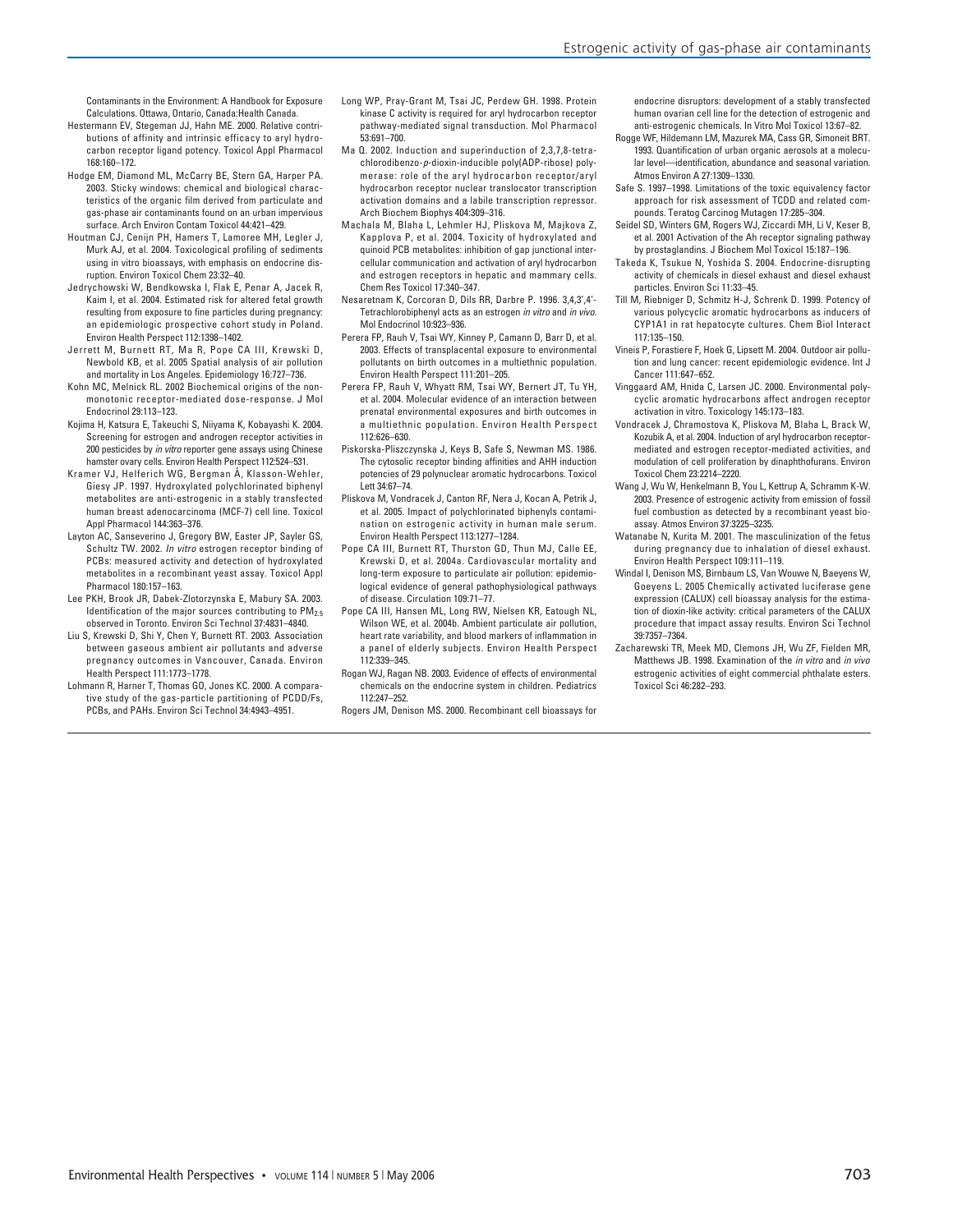Contaminants in the Environment: A Handbook for Exposure Calculations. Ottawa, Ontario, Canada:Health Canada.

Hestermann EV, Stegeman JJ, Hahn ME. 2000. Relative contributions of affinity and intrinsic efficacy to aryl hydrocarbon receptor ligand potency. Toxicol Appl Pharmacol 168:160–172.

Hodge EM, Diamond ML, McCarry BE, Stern GA, Harper PA. 2003. Sticky windows: chemical and biological characteristics of the organic film derived from particulate and gas-phase air contaminants found on an urban impervious surface. Arch Environ Contam Toxicol 44:421–429.

Houtman CJ, Cenijn PH, Hamers T, Lamoree MH, Legler J, Murk AJ, et al. 2004. Toxicological profiling of sediments using in vitro bioassays, with emphasis on endocrine disruption. Environ Toxicol Chem 23:32–40.

Jedrychowski W, Bendkowska I, Flak E, Penar A, Jacek R, Kaim I, et al. 2004. Estimated risk for altered fetal growth resulting from exposure to fine particles during pregnancy: an epidemiologic prospective cohort study in Poland. Environ Health Perspect 112:1398–1402.

Jerrett M, Burnett RT, Ma R, Pope CA III, Krewski D, Newbold KB, et al. 2005 Spatial analysis of air pollution and mortality in Los Angeles. Epidemiology 16:727–736.

Kohn MC, Melnick RL. 2002 Biochemical origins of the non-monotonic receptor-mediated dose-response. J Mol Endocrinol 29:113–123.

Kojima H, Katsura E, Takeuchi S, Niiyama K, Kobayashi K. 2004. Screening for estrogen and androgen receptor activities in 200 pesticides by *in vitro* reporter gene assays using Chinese hamster ovary cells. Environ Health Perspect 112:524–531.

Kramer VJ, Helferich WG, Bergman Å, Klasson-Wehler, Giesy JP. 1997. Hydroxylated polychlorinated biphenyl metabolites are anti-estrogenic in a stably transfected human breast adenocarcinoma (MCF-7) cell line. Toxicol Appl Pharmacol 144:363–376.

Layton AC, Sanseverino J, Gregory BW, Easter JP, Sayler GS, Schultz TW. 2002. *In vitro* estrogen receptor binding of PCBs: measured activity and detection of hydroxylated metabolites in a recombinant yeast assay. Toxicol Appl Pharmacol 180:157–163.

Lee PKH, Brook JR, Dabek-Zlotorzynska E, Mabury SA. 2003. Identification of the major sources contributing to $PM_{2.5}$ observed in Toronto. Environ Sci Technol 37:4831–4840.

Liu S, Krewski D, Shi Y, Chen Y, Burnett RT. 2003. Association between gaseous ambient air pollutants and adverse pregnancy outcomes in Vancouver, Canada. Environ Health Perspect 111:1773–1778.

Lohmann R, Harner T, Thomas GO, Jones KC. 2000. A comparative study of the gas-particle partitioning of PCDD/Fs, PCBs, and PAHs. Environ Sci Technol 34:4943–4951.

Long WP, Pray-Grant M, Tsai JC, Perdew GH. 1998. Protein kinase C activity is required for aryl hydrocarbon receptor pathway-mediated signal transduction. Mol Pharmacol 53:691–700.

Ma Q. 2002. Induction and superinduction of 2,3,7,8-tetrachlorodibenzo-*p*-dioxin-inducible poly(ADP-ribose) polymerase: role of the aryl hydrocarbon receptor/aryl hydrocarbon receptor nuclear translocator transcription activation domains and a labile transcription repressor. Arch Biochem Biophys 404:309–316.

Machala M, Blaha L, Lehmler HJ, Pliskova M, Majkova Z, Kapplova P, et al. 2004. Toxicity of hydroxylated and quinoid PCB metabolites: inhibition of gap junctional intercellular communication and activation of aryl hydrocarbon and estrogen receptors in hepatic and mammary cells. Chem Res Toxicol 17:340–347.

Nesaretnam K, Corcoran D, Dils RR, Darbre P. 1996. 3,4,3′,4′-Tetrachlorobiphenyl acts as an estrogen *in vitro* and *in vivo*. Mol Endocrinol 10:923–936.

Perera FP, Rauh V, Tsai WY, Kinney P, Camann D, Barr D, et al. 2003. Effects of transplacental exposure to environmental pollutants on birth outcomes in a multiethnic population. Environ Health Perspect 111:201–205.

Perera FP, Rauh V, Whyatt RM, Tsai WY, Bernert JT, Tu YH, et al. 2004. Molecular evidence of an interaction between prenatal environmental exposures and birth outcomes in a multiethnic population. Environ Health Perspect 112:626–630.

Piskorska-Pliszczynska J, Keys B, Safe S, Newman MS. 1986. The cytosolic receptor binding affinities and AHH induction potencies of 29 polynuclear aromatic hydrocarbons. Toxicol Lett 34:67–74.

Pliskova M, Vondracek J, Canton RF, Nera J, Kocan A, Petrik J, et al. 2005. Impact of polychlorinated biphenyls contamination on estrogenic activity in human male serum. Environ Health Perspect 113:1277–1284.

Pope CA III, Burnett RT, Thurston GD, Thun MJ, Calle EE, Krewski D, et al. 2004a. Cardiovascular mortality and long-term exposure to particulate air pollution: epidemiological evidence of general pathophysiological pathways of disease. Circulation 109:71–77.

Pope CA III, Hansen ML, Long RW, Nielsen KR, Eatough NL, Wilson WE, et al. 2004b. Ambient particulate air pollution, heart rate variability, and blood markers of inflammation in a panel of elderly subjects. Environ Health Perspect 112:339–345.

Rogan WJ, Ragan NB. 2003. Evidence of effects of environmental chemicals on the endocrine system in children. Pediatrics 112:247–252.

Rogers JM, Denison MS. 2000. Recombinant cell bioassays for endocrine disruptors: development of a stably transfected human ovarian cell line for the detection of estrogenic and anti-estrogenic chemicals. In Vitro Mol Toxicol 13:67–82.

Rogge WF, Hildemann LM, Mazurek MA, Cass GR, Simoneit BRT. 1993. Quantification of urban organic aerosols at a molecular level—identification, abundance and seasonal variation. Atmos Environ A 27:1309–1330.

Safe S. 1997–1998. Limitations of the toxic equivalency factor approach for risk assessment of TCDD and related compounds. Teratog Carcinog Mutagen 17:285–304.

Seidel SD, Winters GM, Rogers WJ, Ziccardi MH, Li V, Keser B, et al. 2001 Activation of the Ah receptor signaling pathway by prostaglandins. J Biochem Mol Toxicol 15:187–196.

Takeda K, Tsukue N, Yoshida S. 2004. Endocrine-disrupting activity of chemicals in diesel exhaust and diesel exhaust particles. Environ Sci 11:33–45.

Till M, Riebniger D, Schmitz H-J, Schrenk D. 1999. Potency of various polycyclic aromatic hydrocarbons as inducers of CYP1A1 in rat hepatocyte cultures. Chem Biol Interact 117:135–150.

Vineis P, Forastiere F, Hoek G, Lipsett M. 2004. Outdoor air pollution and lung cancer: recent epidemiologic evidence. Int J Cancer 111:647–652.

Vinggaard AM, Hnida C, Larsen JC. 2000. Environmental polycyclic aromatic hydrocarbons affect androgen receptor activation in vitro. Toxicology 145:173–183.

Vondracek J, Chramostova K, Pliskova M, Blaha L, Brack W, Kozubik A, et al. 2004. Induction of aryl hydrocarbon receptor-mediated and estrogen receptor-mediated activities, and modulation of cell proliferation by dinaphthofurans. Environ Toxicol Chem 23:2214–2220.

Wang J, Wu W, Henkelmann B, You L, Kettrup A, Schramm K-W. 2003. Presence of estrogenic activity from emission of fossil fuel combustion as detected by a recombinant yeast bioassay. Atmos Environ 37:3225–3235.

Watanabe N, Kurita M. 2001. The masculinization of the fetus during pregnancy due to inhalation of diesel exhaust. Environ Health Perspect 109:111–119.

Windal I, Denison MS, Birnbaum LS, Van Wouwe N, Baeyens W, Goeyens L. 2005 Chemically activated luciferase gene expression (CALUX) cell bioassay analysis for the estimation of dioxin-like activity: critical parameters of the CALUX procedure that impact assay results. Environ Sci Technol 39:7357–7364.

Zacharewski TR, Meek MD, Clemons JH, Wu ZF, Fielden MR, Matthews JB. 1998. Examination of the *in vitro* and *in vivo* estrogenic activities of eight commercial phthalate esters. Toxicol Sci 46:282–293.